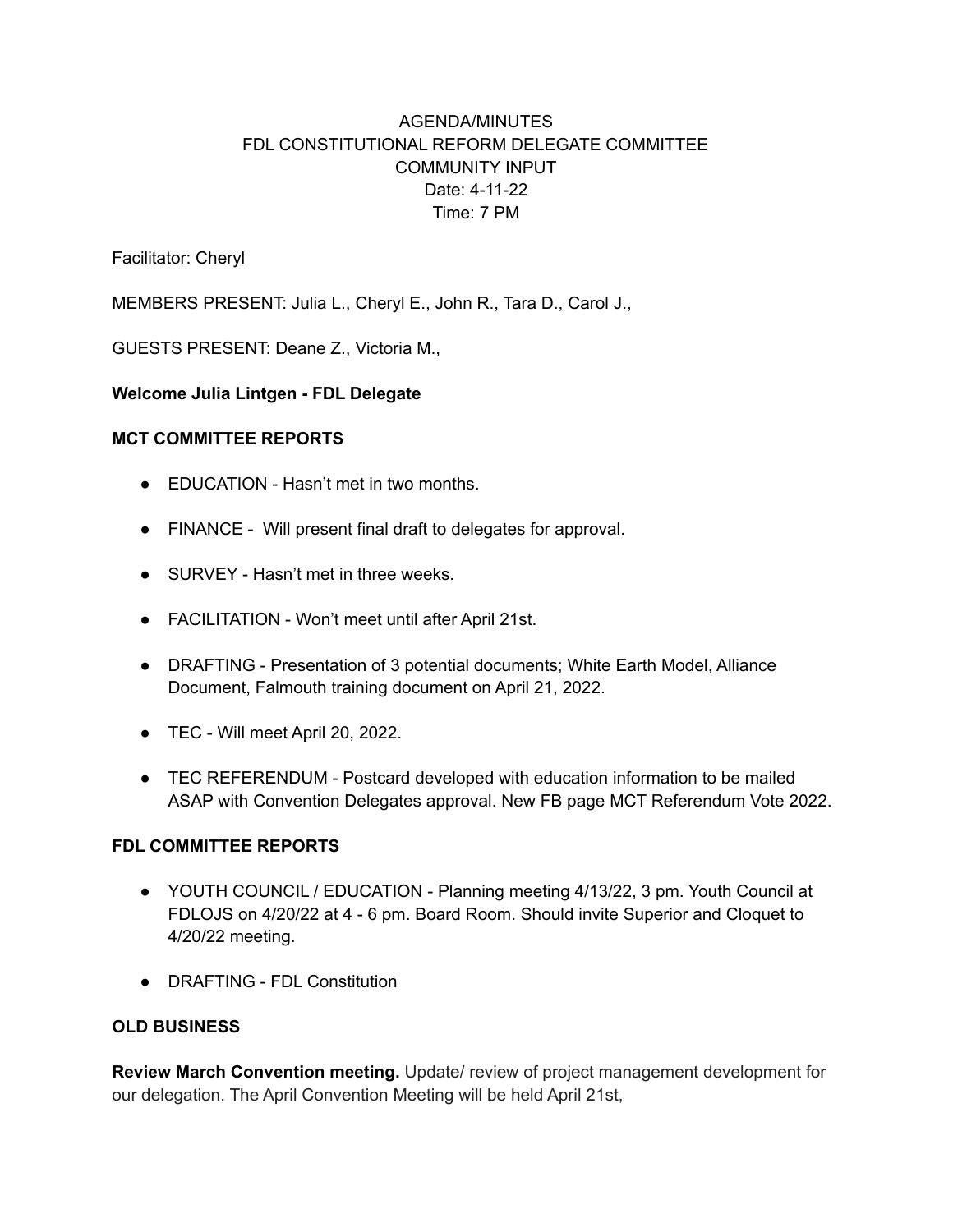AGENDA/MINUTES
FDL CONSTITUTIONAL REFORM DELEGATE COMMITTEE
COMMUNITY INPUT
Date: 4-11-22
Time: 7 PM

Facilitator: Cheryl

MEMBERS PRESENT: Julia L., Cheryl E., John R., Tara D., Carol J.,

GUESTS PRESENT: Deane Z., Victoria M.,

**Welcome Julia Lintgen - FDL Delegate**

**MCT COMMITTEE REPORTS**

- EDUCATION - Hasn't met in two months.
- FINANCE - Will present final draft to delegates for approval.
- SURVEY - Hasn't met in three weeks.
- FACILITATION - Won't meet until after April 21st.
- DRAFTING - Presentation of 3 potential documents; White Earth Model, Alliance Document, Falmouth training document on April 21, 2022.
- TEC - Will meet April 20, 2022.
- TEC REFERENDUM - Postcard developed with education information to be mailed ASAP with Convention Delegates approval. New FB page MCT Referendum Vote 2022.

**FDL COMMITTEE REPORTS**

- YOUTH COUNCIL / EDUCATION - Planning meeting 4/13/22, 3 pm. Youth Council at FDLOJS on 4/20/22 at 4 - 6 pm. Board Room. Should invite Superior and Cloquet to 4/20/22 meeting.
- DRAFTING - FDL Constitution

**OLD BUSINESS**

**Review March Convention meeting.** Update/ review of project management development for our delegation. The April Convention Meeting will be held April 21st,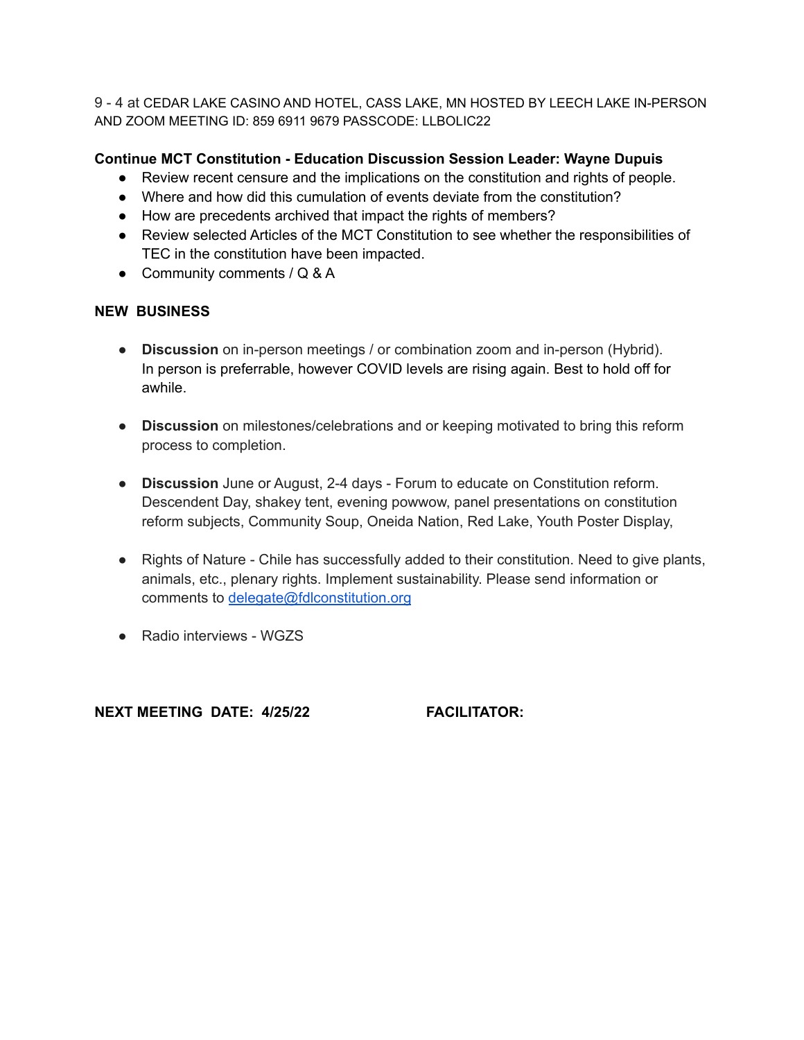9 - 4 at CEDAR LAKE CASINO AND HOTEL, CASS LAKE, MN HOSTED BY LEECH LAKE IN-PERSON AND ZOOM MEETING ID: 859 6911 9679 PASSCODE: LLBOLIC22

**Continue MCT Constitution - Education Discussion Session Leader: Wayne Dupuis**

- Review recent censure and the implications on the constitution and rights of people.
- Where and how did this cumulation of events deviate from the constitution?
- How are precedents archived that impact the rights of members?
- Review selected Articles of the MCT Constitution to see whether the responsibilities of TEC in the constitution have been impacted.
- Community comments / Q & A

**NEW BUSINESS**

- **Discussion** on in-person meetings / or combination zoom and in-person (Hybrid). In person is preferrable, however COVID levels are rising again. Best to hold off for awhile.

- **Discussion** on milestones/celebrations and or keeping motivated to bring this reform process to completion.

- **Discussion** June or August, 2-4 days - Forum to educate on Constitution reform. Descendent Day, shakey tent, evening powwow, panel presentations on constitution reform subjects, Community Soup, Oneida Nation, Red Lake, Youth Poster Display,

- Rights of Nature - Chile has successfully added to their constitution. Need to give plants, animals, etc., plenary rights. Implement sustainability. Please send information or comments to delegate@fdlconstitution.org

- Radio interviews - WGZS

**NEXT MEETING DATE: 4/25/22** **FACILITATOR:**